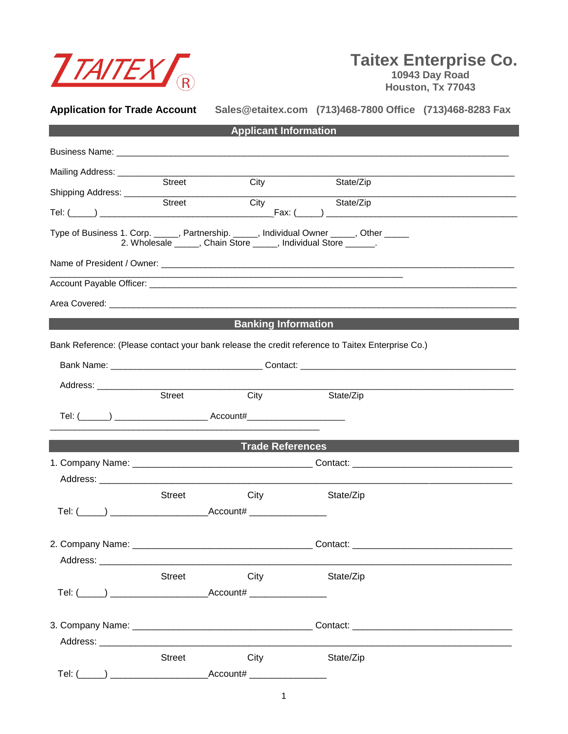TAITEX®

# Taitex Enterprise Co.

**10943 Day Road**
**Houston, Tx 77043**

**Application for Trade Account** Sales@etaitex.com (713)468-7800 Office (713)468-8283 Fax

## Applicant Information

Business Name: ______________________________________________________________________________

Mailing Address: ______________________________________________________________________________
Street City State/Zip

Shipping Address: ______________________________________________________________________________
Street City State/Zip

Tel: (_____) ___________________________________Fax: (_____) ________________________________________

Type of Business 1. Corp. _____, Partnership. _____, Individual Owner _____, Other _____
2. Wholesale _____, Chain Store _____, Individual Store ______.

Name of President / Owner: ______________________________________________________________________

Account Payable Officer: _________________________________________________________________________

Area Covered: _________________________________________________________________________________

## Banking Information

Bank Reference: (Please contact your bank release the credit reference to Taitex Enterprise Co.)

Bank Name: ______________________________ Contact: ____________________________________________

Address: ______________________________________________________________________________________
Street City State/Zip

Tel: (______) __________________ Account#___________________

## Trade References

1. Company Name: ____________________________________ Contact: ________________________________
Address: ______________________________________________________________________________________
Street City State/Zip
Tel: (_____) ___________________Account# _______________

2. Company Name: ____________________________________ Contact: ________________________________
Address: ______________________________________________________________________________________
Street City State/Zip
Tel: (_____) ___________________Account# _______________

3. Company Name: ____________________________________ Contact: ________________________________
Address: ______________________________________________________________________________________
Street City State/Zip
Tel: (_____) ___________________Account# _______________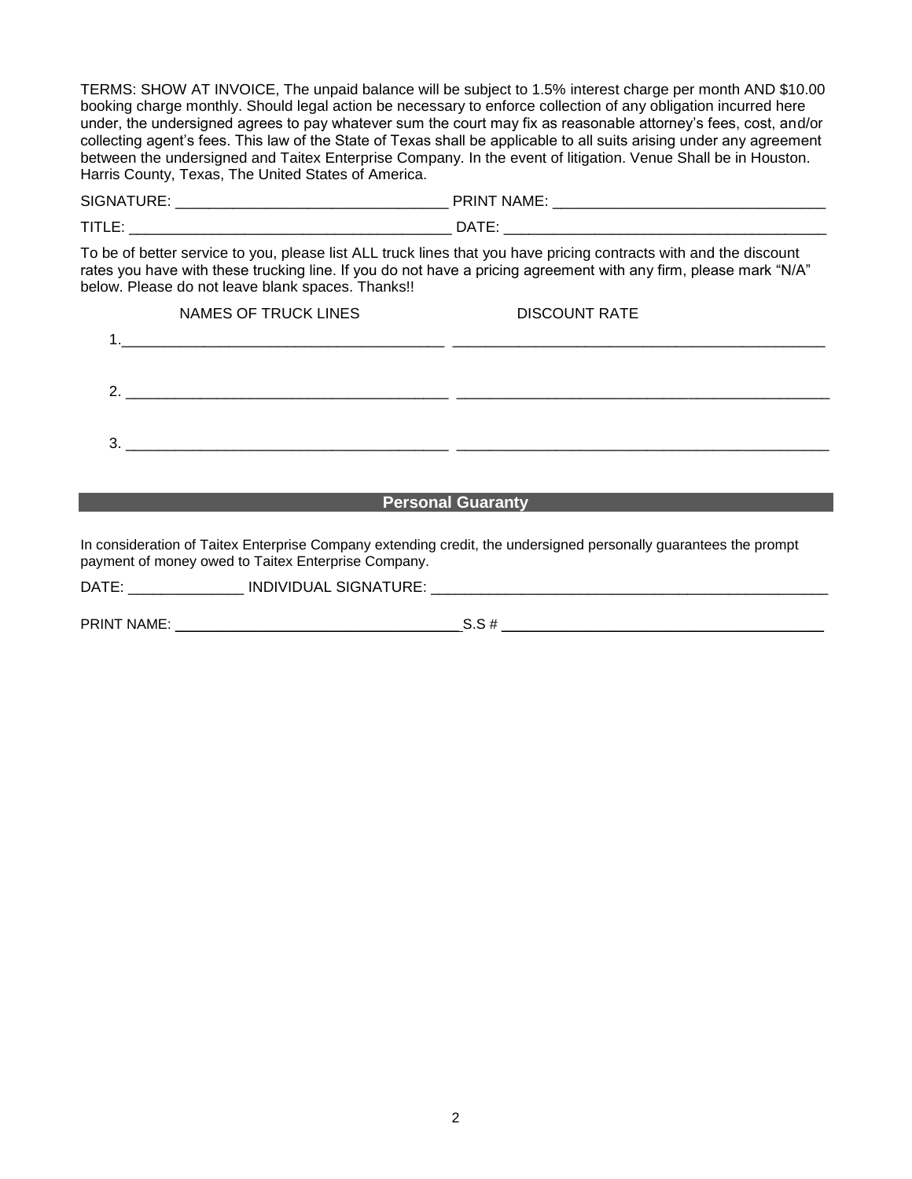TERMS: SHOW AT INVOICE, The unpaid balance will be subject to 1.5% interest charge per month AND $10.00 booking charge monthly. Should legal action be necessary to enforce collection of any obligation incurred here under, the undersigned agrees to pay whatever sum the court may fix as reasonable attorney's fees, cost, and/or collecting agent's fees. This law of the State of Texas shall be applicable to all suits arising under any agreement between the undersigned and Taitex Enterprise Company. In the event of litigation. Venue Shall be in Houston. Harris County, Texas, The United States of America.

SIGNATURE: ________________________________ PRINT NAME: ________________________________

TITLE: ______________________________________ DATE: ______________________________________

To be of better service to you, please list ALL truck lines that you have pricing contracts with and the discount rates you have with these trucking line. If you do not have a pricing agreement with any firm, please mark "N/A" below. Please do not leave blank spaces. Thanks!!

| NAMES OF TRUCK LINES | DISCOUNT RATE |
|---|---|
| 1.______________________________________ | ______________________________________________ |
| 2. ______________________________________ | ______________________________________________ |
| 3. ______________________________________ | ______________________________________________ |

## Personal Guaranty

In consideration of Taitex Enterprise Company extending credit, the undersigned personally guarantees the prompt payment of money owed to Taitex Enterprise Company.

DATE: ______________ INDIVIDUAL SIGNATURE: __________________________________________________

PRINT NAME: ___________________________________ S.S # ________________________________________